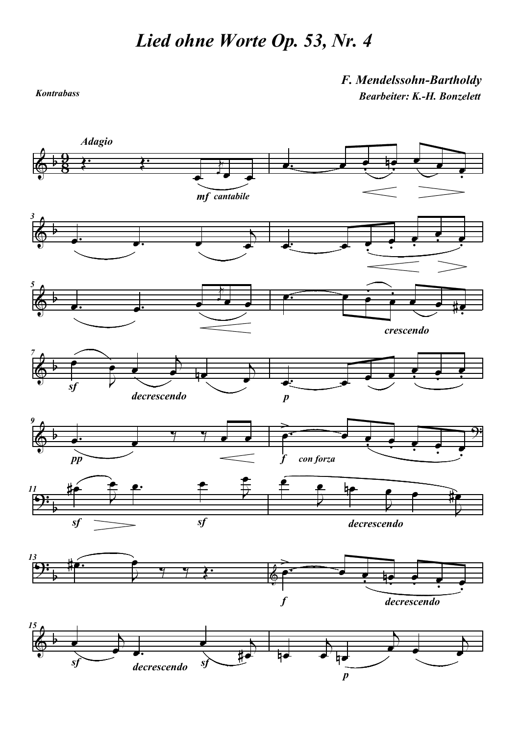# *Lied ohne Worte Op. 53, Nr. 4*

***F. Mendelssohn-Bartholdy***

***Bearbeiter: K.-H. Bonzelett***

***Kontrabass***